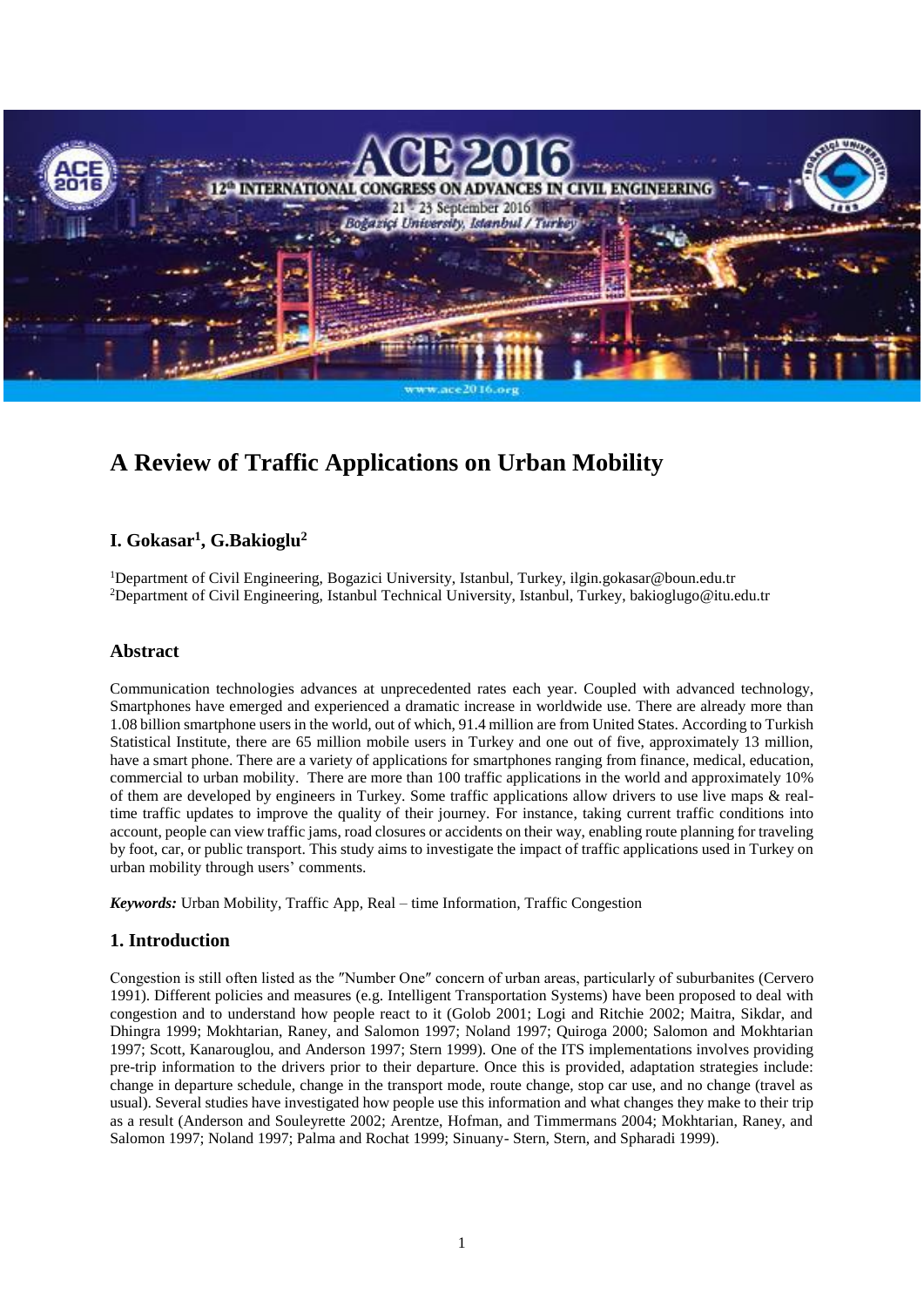# A Review of Traffic Applications on Urban Mobility

**I. Gokasar[1], G.Bakioglu[2]**

[1]Department of Civil Engineering, Bogazici University, Istanbul, Turkey, ilgin.gokasar@boun.edu.tr
[2]Department of Civil Engineering, Istanbul Technical University, Istanbul, Turkey, bakioglugo@itu.edu.tr

## Abstract

Communication technologies advances at unprecedented rates each year. Coupled with advanced technology, Smartphones have emerged and experienced a dramatic increase in worldwide use. There are already more than 1.08 billion smartphone users in the world, out of which, 91.4 million are from United States. According to Turkish Statistical Institute, there are 65 million mobile users in Turkey and one out of five, approximately 13 million, have a smart phone. There are a variety of applications for smartphones ranging from finance, medical, education, commercial to urban mobility. There are more than 100 traffic applications in the world and approximately 10% of them are developed by engineers in Turkey. Some traffic applications allow drivers to use live maps & real-time traffic updates to improve the quality of their journey. For instance, taking current traffic conditions into account, people can view traffic jams, road closures or accidents on their way, enabling route planning for traveling by foot, car, or public transport. This study aims to investigate the impact of traffic applications used in Turkey on urban mobility through users' comments.

***Keywords:*** Urban Mobility, Traffic App, Real – time Information, Traffic Congestion

## 1. Introduction

Congestion is still often listed as the ″Number One″ concern of urban areas, particularly of suburbanites (Cervero 1991). Different policies and measures (e.g. Intelligent Transportation Systems) have been proposed to deal with congestion and to understand how people react to it (Golob 2001; Logi and Ritchie 2002; Maitra, Sikdar, and Dhingra 1999; Mokhtarian, Raney, and Salomon 1997; Noland 1997; Quiroga 2000; Salomon and Mokhtarian 1997; Scott, Kanarouglou, and Anderson 1997; Stern 1999). One of the ITS implementations involves providing pre-trip information to the drivers prior to their departure. Once this is provided, adaptation strategies include: change in departure schedule, change in the transport mode, route change, stop car use, and no change (travel as usual). Several studies have investigated how people use this information and what changes they make to their trip as a result (Anderson and Souleyrette 2002; Arentze, Hofman, and Timmermans 2004; Mokhtarian, Raney, and Salomon 1997; Noland 1997; Palma and Rochat 1999; Sinuany- Stern, Stern, and Spharadi 1999).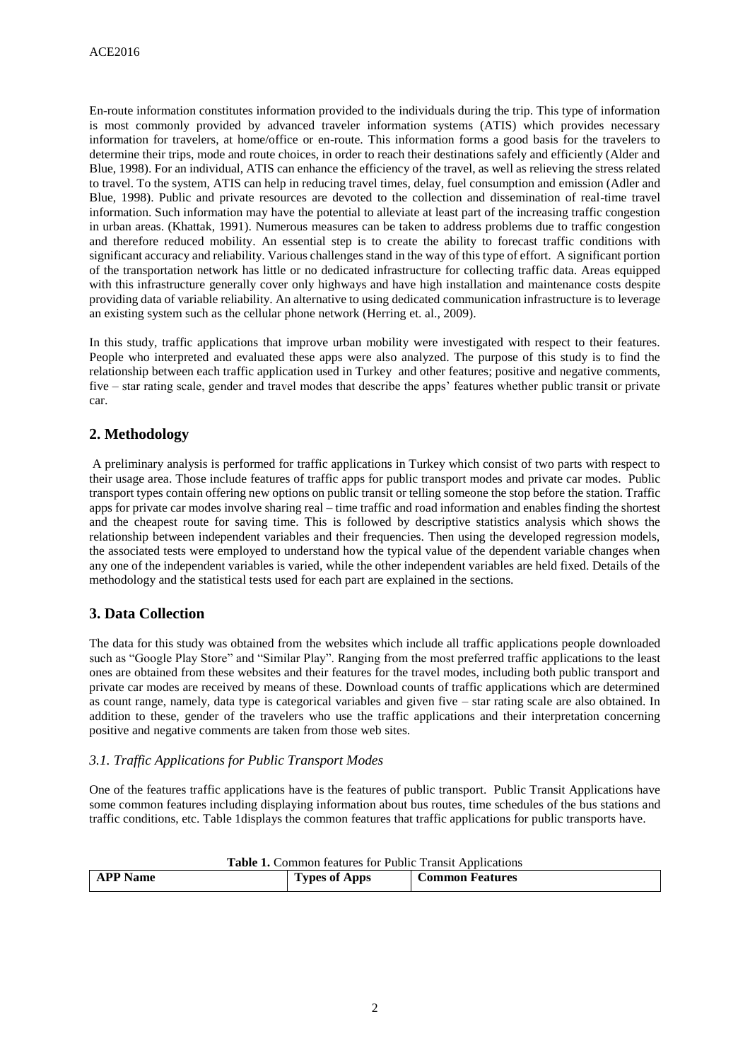En-route information constitutes information provided to the individuals during the trip. This type of information is most commonly provided by advanced traveler information systems (ATIS) which provides necessary information for travelers, at home/office or en-route. This information forms a good basis for the travelers to determine their trips, mode and route choices, in order to reach their destinations safely and efficiently (Alder and Blue, 1998). For an individual, ATIS can enhance the efficiency of the travel, as well as relieving the stress related to travel. To the system, ATIS can help in reducing travel times, delay, fuel consumption and emission (Adler and Blue, 1998). Public and private resources are devoted to the collection and dissemination of real-time travel information. Such information may have the potential to alleviate at least part of the increasing traffic congestion in urban areas. (Khattak, 1991). Numerous measures can be taken to address problems due to traffic congestion and therefore reduced mobility. An essential step is to create the ability to forecast traffic conditions with significant accuracy and reliability. Various challenges stand in the way of this type of effort. A significant portion of the transportation network has little or no dedicated infrastructure for collecting traffic data. Areas equipped with this infrastructure generally cover only highways and have high installation and maintenance costs despite providing data of variable reliability. An alternative to using dedicated communication infrastructure is to leverage an existing system such as the cellular phone network (Herring et. al., 2009).

In this study, traffic applications that improve urban mobility were investigated with respect to their features. People who interpreted and evaluated these apps were also analyzed. The purpose of this study is to find the relationship between each traffic application used in Turkey and other features; positive and negative comments, five – star rating scale, gender and travel modes that describe the apps' features whether public transit or private car.

## 2. Methodology

A preliminary analysis is performed for traffic applications in Turkey which consist of two parts with respect to their usage area. Those include features of traffic apps for public transport modes and private car modes. Public transport types contain offering new options on public transit or telling someone the stop before the station. Traffic apps for private car modes involve sharing real – time traffic and road information and enables finding the shortest and the cheapest route for saving time. This is followed by descriptive statistics analysis which shows the relationship between independent variables and their frequencies. Then using the developed regression models, the associated tests were employed to understand how the typical value of the dependent variable changes when any one of the independent variables is varied, while the other independent variables are held fixed. Details of the methodology and the statistical tests used for each part are explained in the sections.

## 3. Data Collection

The data for this study was obtained from the websites which include all traffic applications people downloaded such as "Google Play Store" and "Similar Play". Ranging from the most preferred traffic applications to the least ones are obtained from these websites and their features for the travel modes, including both public transport and private car modes are received by means of these. Download counts of traffic applications which are determined as count range, namely, data type is categorical variables and given five – star rating scale are also obtained. In addition to these, gender of the travelers who use the traffic applications and their interpretation concerning positive and negative comments are taken from those web sites.

### *3.1. Traffic Applications for Public Transport Modes*

One of the features traffic applications have is the features of public transport. Public Transit Applications have some common features including displaying information about bus routes, time schedules of the bus stations and traffic conditions, etc. Table 1displays the common features that traffic applications for public transports have.

**Table 1.** Common features for Public Transit Applications

| APP Name | Types of Apps | Common Features |
| --- | --- | --- |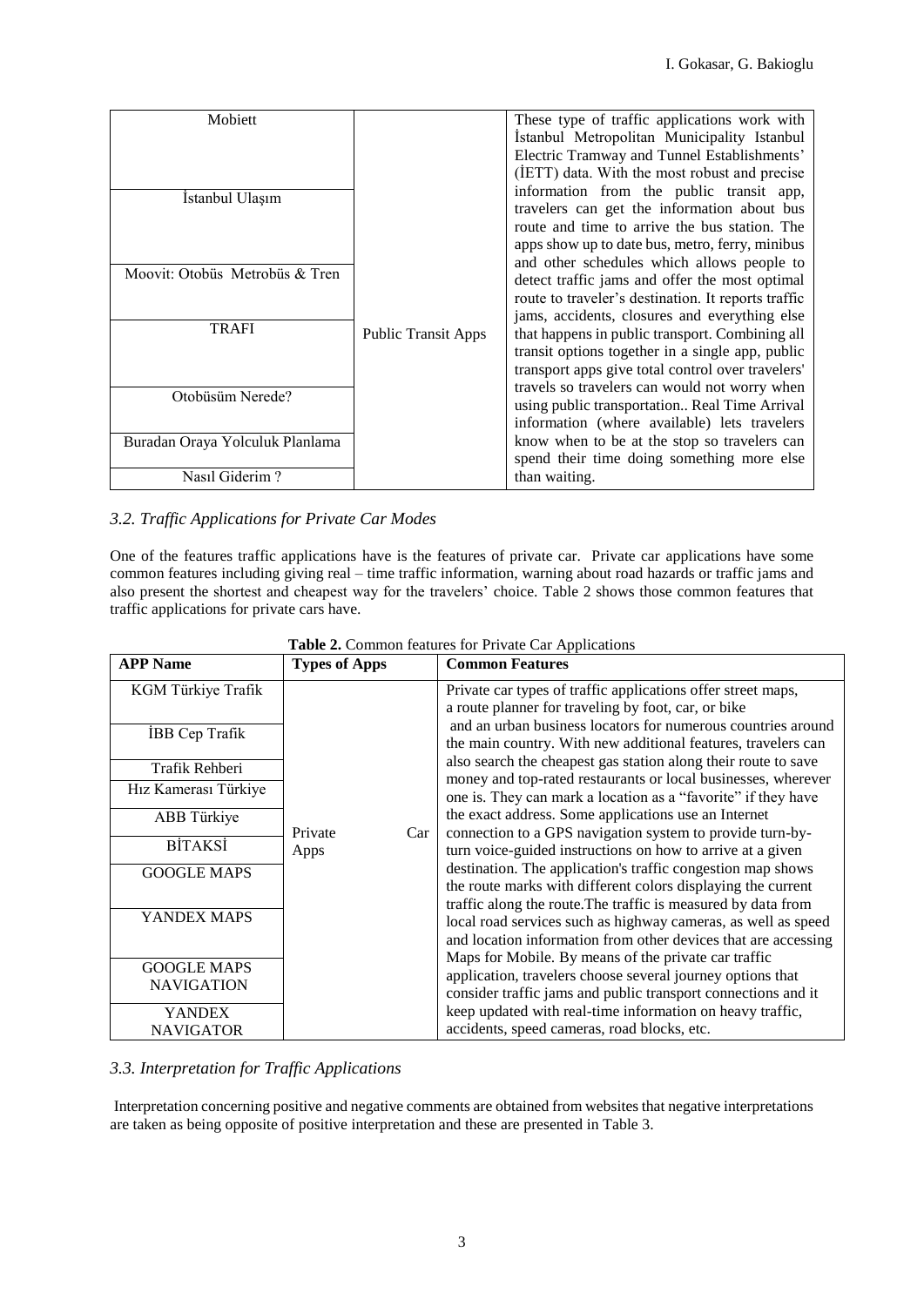| Mobiett | Public Transit Apps | These type of traffic applications work with İstanbul Metropolitan Municipality Istanbul Electric Tramway and Tunnel Establishments' (İETT) data. With the most robust and precise information from the public transit app, travelers can get the information about bus route and time to arrive the bus station. The apps show up to date bus, metro, ferry, minibus and other schedules which allows people to detect traffic jams and offer the most optimal route to traveler's destination. It reports traffic jams, accidents, closures and everything else that happens in public transport. Combining all transit options together in a single app, public transport apps give total control over travelers' travels so travelers can would not worry when using public transportation.. Real Time Arrival information (where available) lets travelers know when to be at the stop so travelers can spend their time doing something more else than waiting. |
|---|---|---|
| İstanbul Ulaşım | | |
| Moovit: Otobüs Metrobüs & Tren | | |
| TRAFI | | |
| Otobüsüm Nerede? | | |
| Buradan Oraya Yolculuk Planlama | | |
| Nasıl Giderim ? | | |

### *3.2. Traffic Applications for Private Car Modes*

One of the features traffic applications have is the features of private car. Private car applications have some common features including giving real – time traffic information, warning about road hazards or traffic jams and also present the shortest and cheapest way for the travelers' choice. Table 2 shows those common features that traffic applications for private cars have.

**Table 2.** Common features for Private Car Applications

| APP Name | Types of Apps | Common Features |
|---|---|---|
| KGM Türkiye Trafik | Private Car Apps | Private car types of traffic applications offer street maps, a route planner for traveling by foot, car, or bike and an urban business locators for numerous countries around the main country. With new additional features, travelers can also search the cheapest gas station along their route to save money and top-rated restaurants or local businesses, wherever one is. They can mark a location as a "favorite" if they have the exact address. Some applications use an Internet connection to a GPS navigation system to provide turn-by-turn voice-guided instructions on how to arrive at a given destination. The application's traffic congestion map shows the route marks with different colors displaying the current traffic along the route.The traffic is measured by data from local road services such as highway cameras, as well as speed and location information from other devices that are accessing Maps for Mobile. By means of the private car traffic application, travelers choose several journey options that consider traffic jams and public transport connections and it keep updated with real-time information on heavy traffic, accidents, speed cameras, road blocks, etc. |
| İBB Cep Trafik | | |
| Trafik Rehberi | | |
| Hız Kamerası Türkiye | | |
| ABB Türkiye | | |
| BİTAKSİ | | |
| GOOGLE MAPS | | |
| YANDEX MAPS | | |
| GOOGLE MAPS NAVIGATION | | |
| YANDEX NAVIGATOR | | |

### *3.3. Interpretation for Traffic Applications*

Interpretation concerning positive and negative comments are obtained from websites that negative interpretations are taken as being opposite of positive interpretation and these are presented in Table 3.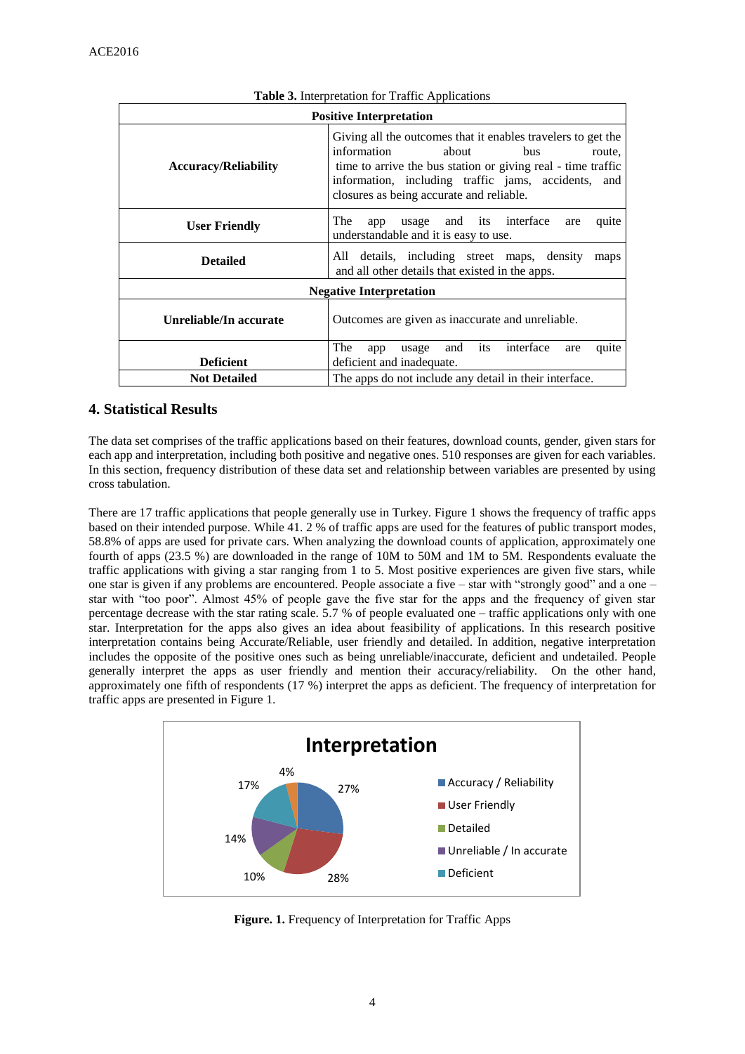**Table 3.** Interpretation for Traffic Applications

| Positive Interpretation | |
|---|---|
| **Accuracy/Reliability** | Giving all the outcomes that it enables travelers to get the information about bus route, time to arrive the bus station or giving real - time traffic information, including traffic jams, accidents, and closures as being accurate and reliable. |
| **User Friendly** | The app usage and its interface are quite understandable and it is easy to use. |
| **Detailed** | All details, including street maps, density maps and all other details that existed in the apps. |
| **Negative Interpretation** | |
| **Unreliable/In accurate** | Outcomes are given as inaccurate and unreliable. |
| **Deficient** | The app usage and its interface are quite deficient and inadequate. |
| **Not Detailed** | The apps do not include any detail in their interface. |

## 4. Statistical Results

The data set comprises of the traffic applications based on their features, download counts, gender, given stars for each app and interpretation, including both positive and negative ones. 510 responses are given for each variables. In this section, frequency distribution of these data set and relationship between variables are presented by using cross tabulation.

There are 17 traffic applications that people generally use in Turkey. Figure 1 shows the frequency of traffic apps based on their intended purpose. While 41. 2 % of traffic apps are used for the features of public transport modes, 58.8% of apps are used for private cars. When analyzing the download counts of application, approximately one fourth of apps (23.5 %) are downloaded in the range of 10M to 50M and 1M to 5M. Respondents evaluate the traffic applications with giving a star ranging from 1 to 5. Most positive experiences are given five stars, while one star is given if any problems are encountered. People associate a five – star with "strongly good" and a one – star with "too poor". Almost 45% of people gave the five star for the apps and the frequency of given star percentage decrease with the star rating scale. 5.7 % of people evaluated one – traffic applications only with one star. Interpretation for the apps also gives an idea about feasibility of applications. In this research positive interpretation contains being Accurate/Reliable, user friendly and detailed. In addition, negative interpretation includes the opposite of the positive ones such as being unreliable/inaccurate, deficient and undetailed. People generally interpret the apps as user friendly and mention their accuracy/reliability. On the other hand, approximately one fifth of respondents (17 %) interpret the apps as deficient. The frequency of interpretation for traffic apps are presented in Figure 1.

**Figure. 1.** Frequency of Interpretation for Traffic Apps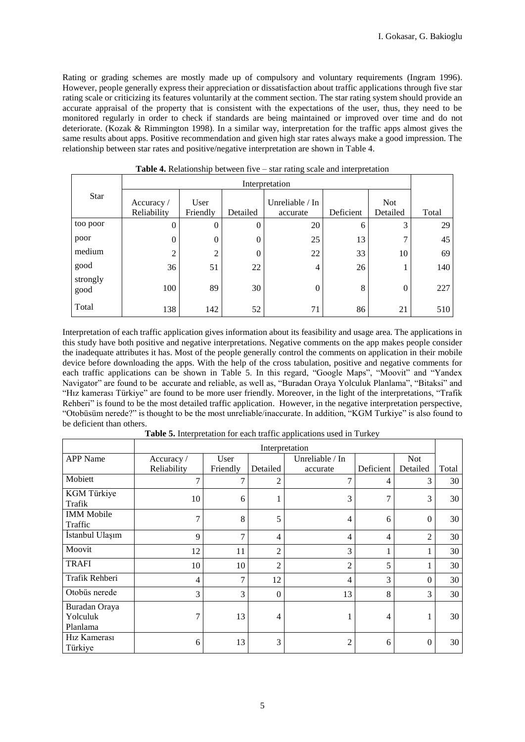Rating or grading schemes are mostly made up of compulsory and voluntary requirements (Ingram 1996). However, people generally express their appreciation or dissatisfaction about traffic applications through five star rating scale or criticizing its features voluntarily at the comment section. The star rating system should provide an accurate appraisal of the property that is consistent with the expectations of the user, thus, they need to be monitored regularly in order to check if standards are being maintained or improved over time and do not deteriorate. (Kozak & Rimmington 1998). In a similar way, interpretation for the traffic apps almost gives the same results about apps. Positive recommendation and given high star rates always make a good impression. The relationship between star rates and positive/negative interpretation are shown in Table 4.

**Table 4.** Relationship between five – star rating scale and interpretation

| Star | Interpretation | | | | | | Total |
|---|---|---|---|---|---|---|---|
| | Accuracy / Reliability | User Friendly | Detailed | Unreliable / In accurate | Deficient | Not Detailed | |
| too poor | 0 | 0 | 0 | 20 | 6 | 3 | 29 |
| poor | 0 | 0 | 0 | 25 | 13 | 7 | 45 |
| medium | 2 | 2 | 0 | 22 | 33 | 10 | 69 |
| good | 36 | 51 | 22 | 4 | 26 | 1 | 140 |
| strongly good | 100 | 89 | 30 | 0 | 8 | 0 | 227 |
| Total | 138 | 142 | 52 | 71 | 86 | 21 | 510 |

Interpretation of each traffic application gives information about its feasibility and usage area. The applications in this study have both positive and negative interpretations. Negative comments on the app makes people consider the inadequate attributes it has. Most of the people generally control the comments on application in their mobile device before downloading the apps. With the help of the cross tabulation, positive and negative comments for each traffic applications can be shown in Table 5. In this regard, "Google Maps", "Moovit" and "Yandex Navigator" are found to be accurate and reliable, as well as, "Buradan Oraya Yolculuk Planlama", "Bitaksi" and "Hız kamerası Türkiye" are found to be more user friendly. Moreover, in the light of the interpretations, "Trafik Rehberi" is found to be the most detailed traffic application. However, in the negative interpretation perspective, "Otobüsüm nerede?" is thought to be the most unreliable/inaccurate. In addition, "KGM Turkiye" is also found to be deficient than others.

**Table 5.** Interpretation for each traffic applications used in Turkey

| | Interpretation | | | | | | |
|---|---|---|---|---|---|---|---|
| APP Name | Accuracy / Reliability | User Friendly | Detailed | Unreliable / In accurate | Deficient | Not Detailed | Total |
| Mobiett | 7 | 7 | 2 | 7 | 4 | 3 | 30 |
| KGM Türkiye Trafik | 10 | 6 | 1 | 3 | 7 | 3 | 30 |
| IMM Mobile Traffic | 7 | 8 | 5 | 4 | 6 | 0 | 30 |
| İstanbul Ulaşım | 9 | 7 | 4 | 4 | 4 | 2 | 30 |
| Moovit | 12 | 11 | 2 | 3 | 1 | 1 | 30 |
| TRAFI | 10 | 10 | 2 | 2 | 5 | 1 | 30 |
| Trafik Rehberi | 4 | 7 | 12 | 4 | 3 | 0 | 30 |
| Otobüs nerede | 3 | 3 | 0 | 13 | 8 | 3 | 30 |
| Buradan Oraya Yolculuk Planlama | 7 | 13 | 4 | 1 | 4 | 1 | 30 |
| Hız Kamerası Türkiye | 6 | 13 | 3 | 2 | 6 | 0 | 30 |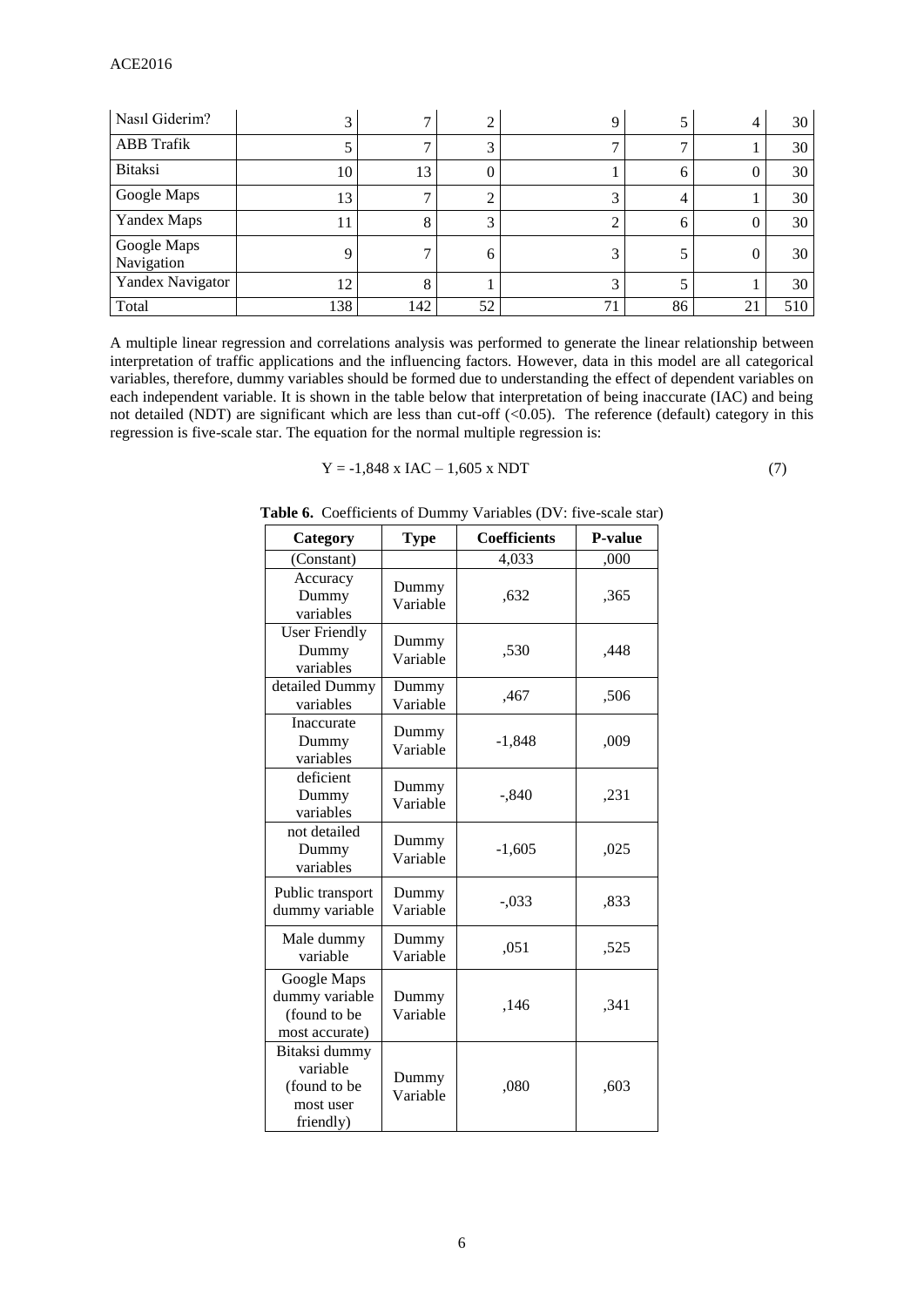| | | | | | | | |
|---|---|---|---|---|---|---|---|
| Nasıl Giderim? | 3 | 7 | 2 | 9 | 5 | 4 | 30 |
| ABB Trafik | 5 | 7 | 3 | 7 | 7 | 1 | 30 |
| Bitaksi | 10 | 13 | 0 | 1 | 6 | 0 | 30 |
| Google Maps | 13 | 7 | 2 | 3 | 4 | 1 | 30 |
| Yandex Maps | 11 | 8 | 3 | 2 | 6 | 0 | 30 |
| Google Maps Navigation | 9 | 7 | 6 | 3 | 5 | 0 | 30 |
| Yandex Navigator | 12 | 8 | 1 | 3 | 5 | 1 | 30 |
| Total | 138 | 142 | 52 | 71 | 86 | 21 | 510 |

A multiple linear regression and correlations analysis was performed to generate the linear relationship between interpretation of traffic applications and the influencing factors. However, data in this model are all categorical variables, therefore, dummy variables should be formed due to understanding the effect of dependent variables on each independent variable. It is shown in the table below that interpretation of being inaccurate (IAC) and being not detailed (NDT) are significant which are less than cut-off (<0.05). The reference (default) category in this regression is five-scale star. The equation for the normal multiple regression is:

$$Y = -1{,}848 \times IAC - 1{,}605 \times NDT \tag{7}$$

**Table 6.** Coefficients of Dummy Variables (DV: five-scale star)

| Category | Type | Coefficients | P-value |
|---|---|---|---|
| (Constant) | | 4,033 | ,000 |
| Accuracy Dummy variables | Dummy Variable | ,632 | ,365 |
| User Friendly Dummy variables | Dummy Variable | ,530 | ,448 |
| detailed Dummy variables | Dummy Variable | ,467 | ,506 |
| Inaccurate Dummy variables | Dummy Variable | -1,848 | ,009 |
| deficient Dummy variables | Dummy Variable | -,840 | ,231 |
| not detailed Dummy variables | Dummy Variable | -1,605 | ,025 |
| Public transport dummy variable | Dummy Variable | -,033 | ,833 |
| Male dummy variable | Dummy Variable | ,051 | ,525 |
| Google Maps dummy variable (found to be most accurate) | Dummy Variable | ,146 | ,341 |
| Bitaksi dummy variable (found to be most user friendly) | Dummy Variable | ,080 | ,603 |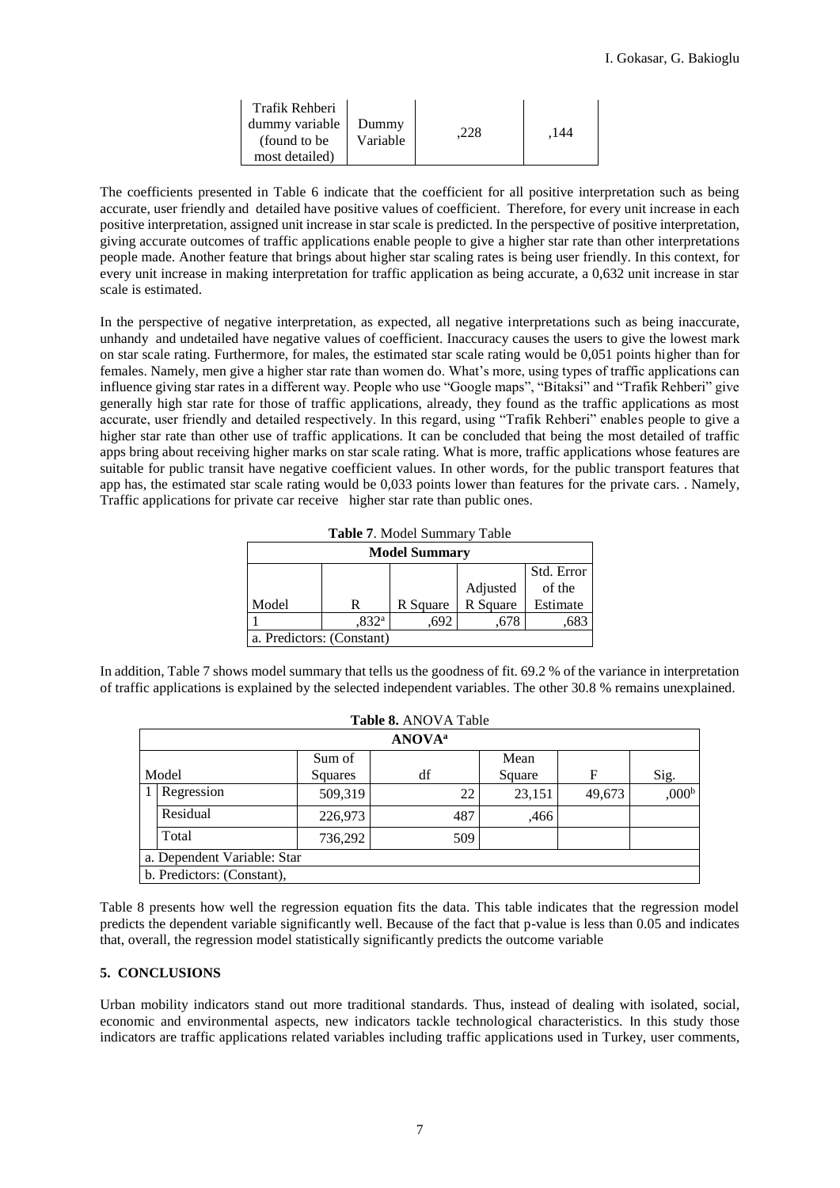| Trafik Rehberi dummy variable (found to be most detailed) | Dummy Variable | ,228 | ,144 |
|---|---|---|---|

The coefficients presented in Table 6 indicate that the coefficient for all positive interpretation such as being accurate, user friendly and detailed have positive values of coefficient. Therefore, for every unit increase in each positive interpretation, assigned unit increase in star scale is predicted. In the perspective of positive interpretation, giving accurate outcomes of traffic applications enable people to give a higher star rate than other interpretations people made. Another feature that brings about higher star scaling rates is being user friendly. In this context, for every unit increase in making interpretation for traffic application as being accurate, a 0,632 unit increase in star scale is estimated.

In the perspective of negative interpretation, as expected, all negative interpretations such as being inaccurate, unhandy and undetailed have negative values of coefficient. Inaccuracy causes the users to give the lowest mark on star scale rating. Furthermore, for males, the estimated star scale rating would be 0,051 points higher than for females. Namely, men give a higher star rate than women do. What's more, using types of traffic applications can influence giving star rates in a different way. People who use "Google maps", "Bitaksi" and "Trafik Rehberi" give generally high star rate for those of traffic applications, already, they found as the traffic applications as most accurate, user friendly and detailed respectively. In this regard, using "Trafik Rehberi" enables people to give a higher star rate than other use of traffic applications. It can be concluded that being the most detailed of traffic apps bring about receiving higher marks on star scale rating. What is more, traffic applications whose features are suitable for public transit have negative coefficient values. In other words, for the public transport features that app has, the estimated star scale rating would be 0,033 points lower than features for the private cars. . Namely, Traffic applications for private car receive higher star rate than public ones.

**Table 7**. Model Summary Table

| **Model Summary** | | | | |
|---|---|---|---|---|
| Model | R | R Square | Adjusted R Square | Std. Error of the Estimate |
| 1 | ,832[a] | ,692 | ,678 | ,683 |
| a. Predictors: (Constant) | | | | |

In addition, Table 7 shows model summary that tells us the goodness of fit. 69.2 % of the variance in interpretation of traffic applications is explained by the selected independent variables. The other 30.8 % remains unexplained.

**Table 8.** ANOVA Table

| **ANOVA[a]** | | | | | | |
|---|---|---|---|---|---|---|
| Model | | Sum of Squares | df | Mean Square | F | Sig. |
| 1 | Regression | 509,319 | 22 | 23,151 | 49,673 | ,000[b] |
| | Residual | 226,973 | 487 | ,466 | | |
| | Total | 736,292 | 509 | | | |
| a. Dependent Variable: Star | | | | | | |
| b. Predictors: (Constant), | | | | | | |

Table 8 presents how well the regression equation fits the data. This table indicates that the regression model predicts the dependent variable significantly well. Because of the fact that p-value is less than 0.05 and indicates that, overall, the regression model statistically significantly predicts the outcome variable

## 5. CONCLUSIONS

Urban mobility indicators stand out more traditional standards. Thus, instead of dealing with isolated, social, economic and environmental aspects, new indicators tackle technological characteristics. In this study those indicators are traffic applications related variables including traffic applications used in Turkey, user comments,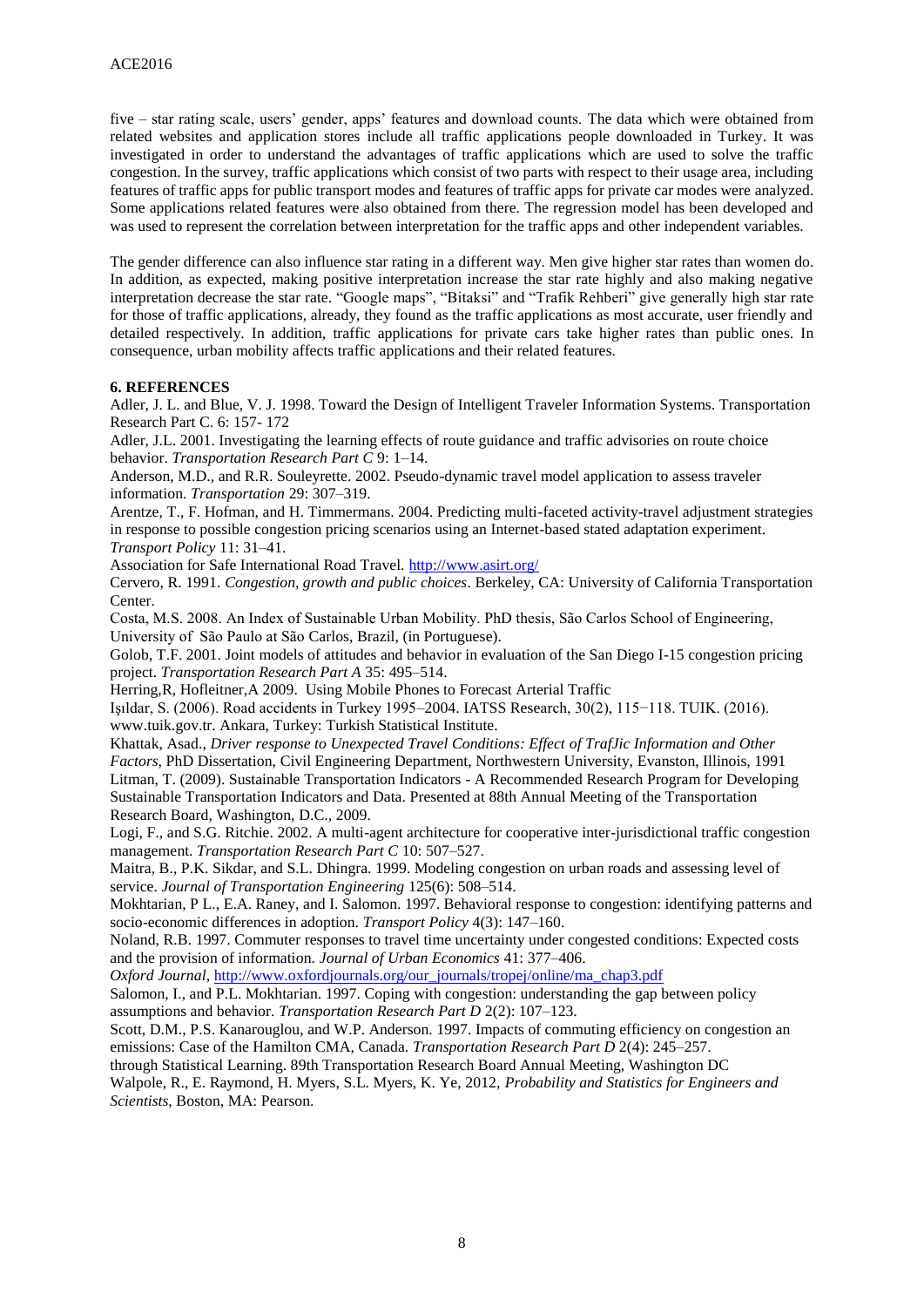five – star rating scale, users' gender, apps' features and download counts. The data which were obtained from related websites and application stores include all traffic applications people downloaded in Turkey. It was investigated in order to understand the advantages of traffic applications which are used to solve the traffic congestion. In the survey, traffic applications which consist of two parts with respect to their usage area, including features of traffic apps for public transport modes and features of traffic apps for private car modes were analyzed. Some applications related features were also obtained from there. The regression model has been developed and was used to represent the correlation between interpretation for the traffic apps and other independent variables.

The gender difference can also influence star rating in a different way. Men give higher star rates than women do. In addition, as expected, making positive interpretation increase the star rate highly and also making negative interpretation decrease the star rate. "Google maps", "Bitaksi" and "Trafik Rehberi" give generally high star rate for those of traffic applications, already, they found as the traffic applications as most accurate, user friendly and detailed respectively. In addition, traffic applications for private cars take higher rates than public ones. In consequence, urban mobility affects traffic applications and their related features.

## 6. REFERENCES

Adler, J. L. and Blue, V. J. 1998. Toward the Design of Intelligent Traveler Information Systems. Transportation Research Part C. 6: 157- 172

Adler, J.L. 2001. Investigating the learning effects of route guidance and traffic advisories on route choice behavior. *Transportation Research Part C* 9: 1–14.

Anderson, M.D., and R.R. Souleyrette. 2002. Pseudo-dynamic travel model application to assess traveler information. *Transportation* 29: 307–319.

Arentze, T., F. Hofman, and H. Timmermans. 2004. Predicting multi-faceted activity-travel adjustment strategies in response to possible congestion pricing scenarios using an Internet-based stated adaptation experiment. *Transport Policy* 11: 31–41.

Association for Safe International Road Travel. http://www.asirt.org/

Cervero, R. 1991. *Congestion, growth and public choices*. Berkeley, CA: University of California Transportation Center.

Costa, M.S. 2008. An Index of Sustainable Urban Mobility. PhD thesis, São Carlos School of Engineering, University of São Paulo at São Carlos, Brazil, (in Portuguese).

Golob, T.F. 2001. Joint models of attitudes and behavior in evaluation of the San Diego I-15 congestion pricing project. *Transportation Research Part A* 35: 495–514.

Herring,R, Hofleitner,A 2009. Using Mobile Phones to Forecast Arterial Traffic

Işıldar, S. (2006). Road accidents in Turkey 1995–2004. IATSS Research, 30(2), 115−118. TUIK. (2016). www.tuik.gov.tr. Ankara, Turkey: Turkish Statistical Institute.

Khattak, Asad., *Driver response to Unexpected Travel Conditions: Effect of TrafJic Information and Other Factors*, PhD Dissertation, Civil Engineering Department, Northwestern University, Evanston, Illinois, 1991

Litman, T. (2009). Sustainable Transportation Indicators - A Recommended Research Program for Developing Sustainable Transportation Indicators and Data. Presented at 88th Annual Meeting of the Transportation Research Board, Washington, D.C., 2009.

Logi, F., and S.G. Ritchie. 2002. A multi-agent architecture for cooperative inter-jurisdictional traffic congestion management. *Transportation Research Part C* 10: 507–527.

Maitra, B., P.K. Sikdar, and S.L. Dhingra. 1999. Modeling congestion on urban roads and assessing level of service. *Journal of Transportation Engineering* 125(6): 508–514.

Mokhtarian, P L., E.A. Raney, and I. Salomon. 1997. Behavioral response to congestion: identifying patterns and socio-economic differences in adoption. *Transport Policy* 4(3): 147–160.

Noland, R.B. 1997. Commuter responses to travel time uncertainty under congested conditions: Expected costs and the provision of information. *Journal of Urban Economics* 41: 377–406.

*Oxford Journal*, http://www.oxfordjournals.org/our_journals/tropej/online/ma_chap3.pdf

Salomon, I., and P.L. Mokhtarian. 1997. Coping with congestion: understanding the gap between policy assumptions and behavior. *Transportation Research Part D* 2(2): 107–123.

Scott, D.M., P.S. Kanarouglou, and W.P. Anderson. 1997. Impacts of commuting efficiency on congestion an emissions: Case of the Hamilton CMA, Canada. *Transportation Research Part D* 2(4): 245–257.

through Statistical Learning. 89th Transportation Research Board Annual Meeting, Washington DC

Walpole, R., E. Raymond, H. Myers, S.L. Myers, K. Ye, 2012, *Probability and Statistics for Engineers and Scientists*, Boston, MA: Pearson.